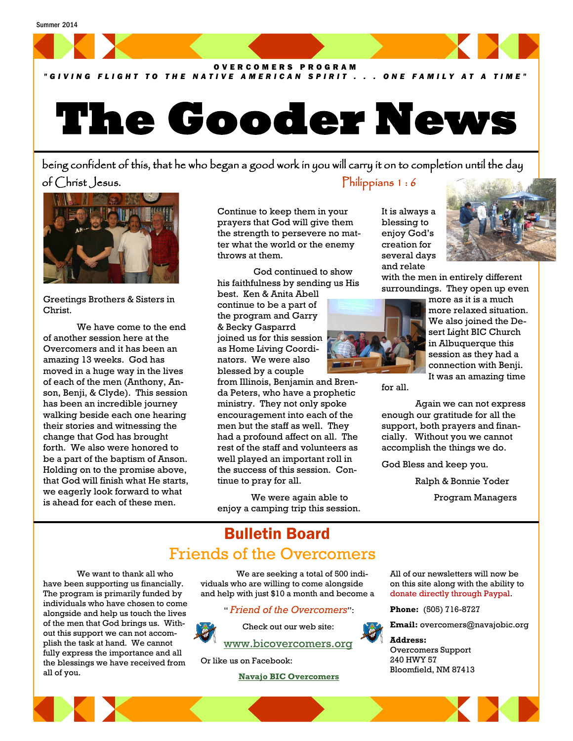Summer 2014

OVERCOMERS PROGRAM

"GIVING FLIGHT TO THE NATIVE AMERICAN SPIRIT . . . ONE FAMILY AT A TIME"

# The Gooder News

being confident of this, that he who began a good work in you will carry it on to completion until the day of Christ Jesus. Philippians 1 : 6

Greetings Brothers & Sisters in Christ.

We have come to the end of another session here at the Overcomers and it has been an amazing 13 weeks. God has moved in a huge way in the lives of each of the men (Anthony, Anson, Benji, & Clyde). This session has been an incredible journey walking beside each one hearing their stories and witnessing the change that God has brought forth. We also were honored to be a part of the baptism of Anson. Holding on to the promise above, that God will finish what He starts, we eagerly look forward to what is ahead for each of these men.

Continue to keep them in your prayers that God will give them the strength to persevere no matter what the world or the enemy throws at them.

God continued to show his faithfulness by sending us His best. Ken & Anita Abell continue to be a part of the program and Garry & Becky Gasparrd joined us for this session as Home Living Coordinators. We were also blessed by a couple from Illinois, Benjamin and Brenda Peters, who have a prophetic ministry. They not only spoke encouragement into each of the men but the staff as well. They had a profound affect on all. The rest of the staff and volunteers as well played an important roll in the success of this session. Continue to pray for all.

We were again able to enjoy a camping trip this session. It is always a blessing to enjoy God's creation for several days and relate with the men in entirely different surroundings. They open up even more as it is a much more relaxed situation. We also joined the Desert Light BIC Church in Albuquerque this session as they had a connection with Benji. It was an amazing time for all.

Again we can not express enough our gratitude for all the support, both prayers and financially. Without you we cannot accomplish the things we do.

God Bless and keep you.

Ralph & Bonnie Yoder

Program Managers

## Bulletin Board

### Friends of the Overcomers

We want to thank all who have been supporting us financially. The program is primarily funded by individuals who have chosen to come alongside and help us touch the lives of the men that God brings us. Without this support we can not accomplish the task at hand. We cannot fully express the importance and all the blessings we have received from all of you.

We are seeking a total of 500 individuals who are willing to come alongside and help with just $10 a month and become a "*Friend of the Overcomers*":

Check out our web site:

www.bicovercomers.org

Or like us on Facebook:

**Navajo BIC Overcomers**

All of our newsletters will now be on this site along with the ability to donate directly through Paypal.

**Phone:** (505) 716-8727

**Email:** overcomers@navajobic.org

**Address:**
Overcomers Support
240 HWY 57
Bloomfield, NM 87413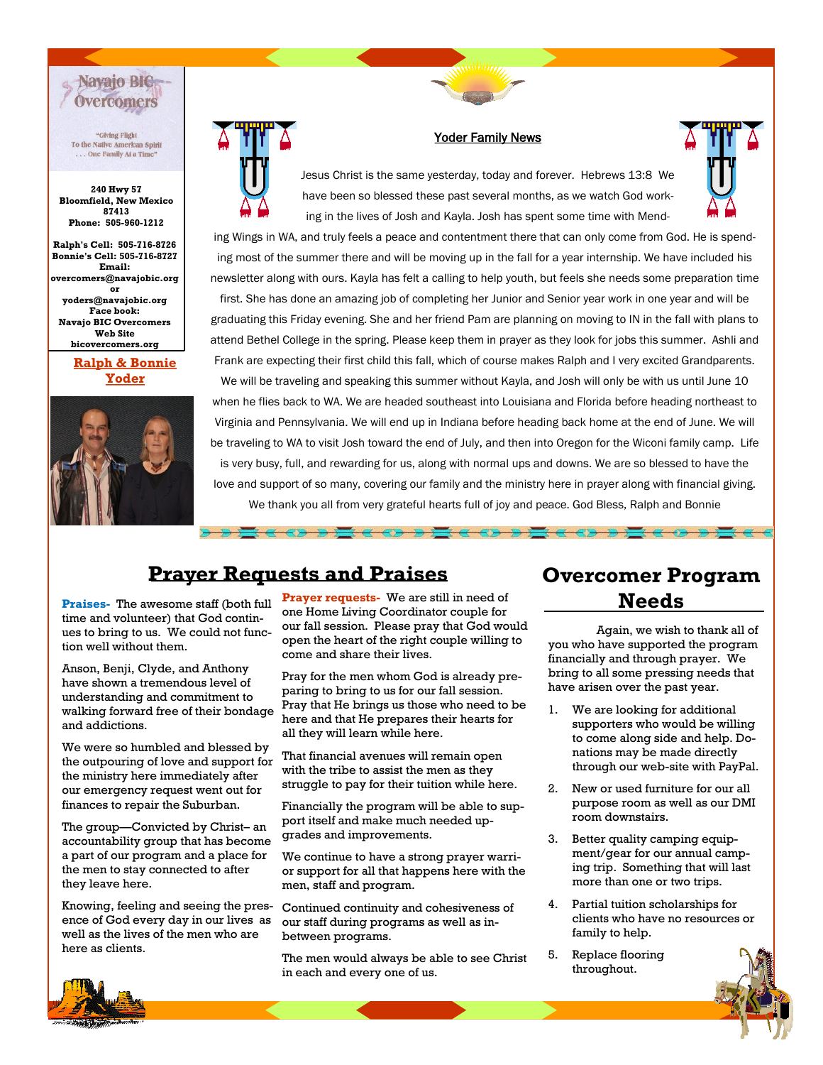Navajo BIC Overcomers

"Giving Flight To the Native American Spirit . . . One Family At a Time"

240 Hwy 57
Bloomfield, New Mexico
87413
Phone: 505-960-1212

Ralph's Cell: 505-716-8726
Bonnie's Cell: 505-716-8727
Email:
overcomers@navajobic.org
or
yoders@navajobic.org
Face book:
Navajo BIC Overcomers
Web Site
bicovercomers.org

**Ralph & Bonnie Yoder**

## Yoder Family News

Jesus Christ is the same yesterday, today and forever. Hebrews 13:8 We have been so blessed these past several months, as we watch God working in the lives of Josh and Kayla. Josh has spent some time with Mending Wings in WA, and truly feels a peace and contentment there that can only come from God. He is spending most of the summer there and will be moving up in the fall for a year internship. We have included his newsletter along with ours. Kayla has felt a calling to help youth, but feels she needs some preparation time first. She has done an amazing job of completing her Junior and Senior year work in one year and will be graduating this Friday evening. She and her friend Pam are planning on moving to IN in the fall with plans to attend Bethel College in the spring. Please keep them in prayer as they look for jobs this summer. Ashli and Frank are expecting their first child this fall, which of course makes Ralph and I very excited Grandparents. We will be traveling and speaking this summer without Kayla, and Josh will only be with us until June 10 when he flies back to WA. We are headed southeast into Louisiana and Florida before heading northeast to Virginia and Pennsylvania. We will end up in Indiana before heading back home at the end of June. We will be traveling to WA to visit Josh toward the end of July, and then into Oregon for the Wiconi family camp. Life is very busy, full, and rewarding for us, along with normal ups and downs. We are so blessed to have the love and support of so many, covering our family and the ministry here in prayer along with financial giving. We thank you all from very grateful hearts full of joy and peace. God Bless, Ralph and Bonnie

## Prayer Requests and Praises

**Praises-** The awesome staff (both full time and volunteer) that God continues to bring to us. We could not function well without them.

Anson, Benji, Clyde, and Anthony have shown a tremendous level of understanding and commitment to walking forward free of their bondage and addictions.

We were so humbled and blessed by the outpouring of love and support for the ministry here immediately after our emergency request went out for finances to repair the Suburban.

The group—Convicted by Christ– an accountability group that has become a part of our program and a place for the men to stay connected to after they leave here.

Knowing, feeling and seeing the presence of God every day in our lives as well as the lives of the men who are here as clients.

**Prayer requests-** We are still in need of one Home Living Coordinator couple for our fall session. Please pray that God would open the heart of the right couple willing to come and share their lives.

Pray for the men whom God is already preparing to bring to us for our fall session. Pray that He brings us those who need to be here and that He prepares their hearts for all they will learn while here.

That financial avenues will remain open with the tribe to assist the men as they struggle to pay for their tuition while here.

Financially the program will be able to support itself and make much needed upgrades and improvements.

We continue to have a strong prayer warrior support for all that happens here with the men, staff and program.

Continued continuity and cohesiveness of our staff during programs as well as in-between programs.

The men would always be able to see Christ in each and every one of us.

## Overcomer Program Needs

Again, we wish to thank all of you who have supported the program financially and through prayer. We bring to all some pressing needs that have arisen over the past year.

1. We are looking for additional supporters who would be willing to come along side and help. Donations may be made directly through our web-site with PayPal.
2. New or used furniture for our all purpose room as well as our DMI room downstairs.
3. Better quality camping equipment/gear for our annual camping trip. Something that will last more than one or two trips.
4. Partial tuition scholarships for clients who have no resources or family to help.
5. Replace flooring throughout.